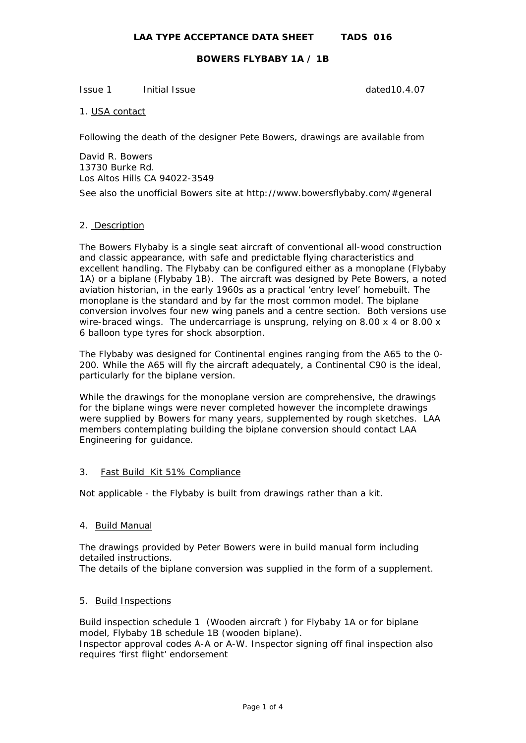**LAA TYPE ACCEPTANCE DATA SHEET TADS 016**

**BOWERS FLYBABY 1A / 1B**

Issue 1 Initial Issue dated10.4.07

1. USA contact

Following the death of the designer Pete Bowers, drawings are available from

David R. Bowers
13730 Burke Rd.
Los Altos Hills CA 94022-3549

See also the unofficial Bowers site at http://www.bowersflybaby.com/#general

2. Description

The Bowers Flybaby is a single seat aircraft of conventional all-wood construction and classic appearance, with safe and predictable flying characteristics and excellent handling. The Flybaby can be configured either as a monoplane (Flybaby 1A) or a biplane (Flybaby 1B). The aircraft was designed by Pete Bowers, a noted aviation historian, in the early 1960s as a practical 'entry level' homebuilt. The monoplane is the standard and by far the most common model. The biplane conversion involves four new wing panels and a centre section. Both versions use wire-braced wings. The undercarriage is unsprung, relying on 8.00 x 4 or 8.00 x 6 balloon type tyres for shock absorption.

The Flybaby was designed for Continental engines ranging from the A65 to the 0-200. While the A65 will fly the aircraft adequately, a Continental C90 is the ideal, particularly for the biplane version.

While the drawings for the monoplane version are comprehensive, the drawings for the biplane wings were never completed however the incomplete drawings were supplied by Bowers for many years, supplemented by rough sketches. LAA members contemplating building the biplane conversion should contact LAA Engineering for guidance.

3. Fast Build Kit 51% Compliance

Not applicable - the Flybaby is built from drawings rather than a kit.

4. Build Manual

The drawings provided by Peter Bowers were in build manual form including detailed instructions.
The details of the biplane conversion was supplied in the form of a supplement.

5. Build Inspections

Build inspection schedule 1 (Wooden aircraft ) for Flybaby 1A or for biplane model, Flybaby 1B schedule 1B (wooden biplane).
Inspector approval codes A-A or A-W. Inspector signing off final inspection also requires 'first flight' endorsement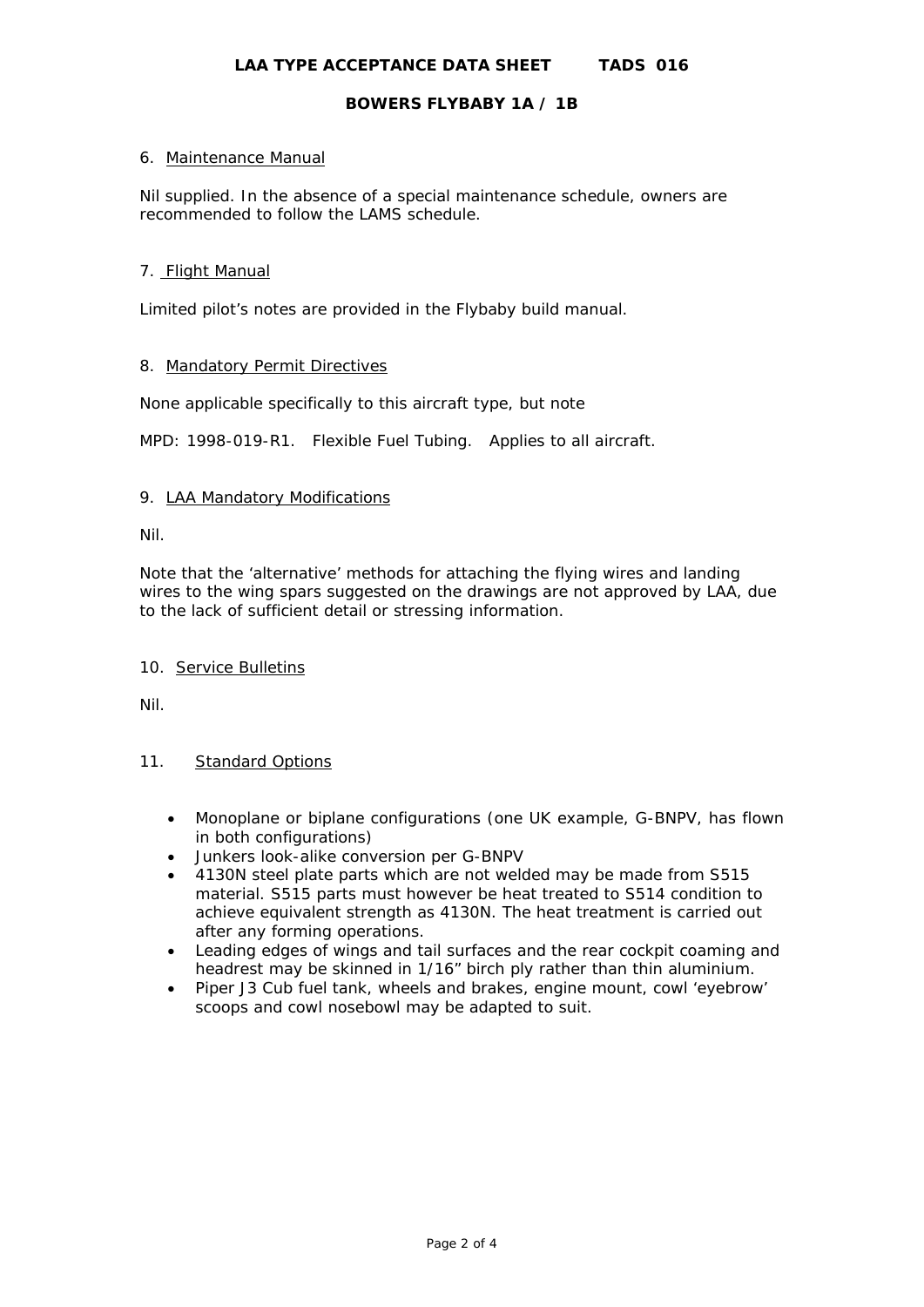## 6. Maintenance Manual

Nil supplied. In the absence of a special maintenance schedule, owners are recommended to follow the LAMS schedule.

## 7. Flight Manual

Limited pilot's notes are provided in the Flybaby build manual.

## 8. Mandatory Permit Directives

None applicable specifically to this aircraft type, but note

MPD: 1998-019-R1. Flexible Fuel Tubing. Applies to all aircraft.

## 9. LAA Mandatory Modifications

Nil.

Note that the 'alternative' methods for attaching the flying wires and landing wires to the wing spars suggested on the drawings are not approved by LAA, due to the lack of sufficient detail or stressing information.

## 10. Service Bulletins

Nil.

## 11. Standard Options

- Monoplane or biplane configurations (one UK example, G-BNPV, has flown in both configurations)
- Junkers look-alike conversion per G-BNPV
- 4130N steel plate parts which are not welded may be made from S515 material. S515 parts must however be heat treated to S514 condition to achieve equivalent strength as 4130N. The heat treatment is carried out after any forming operations.
- Leading edges of wings and tail surfaces and the rear cockpit coaming and headrest may be skinned in 1/16" birch ply rather than thin aluminium.
- Piper J3 Cub fuel tank, wheels and brakes, engine mount, cowl 'eyebrow' scoops and cowl nosebowl may be adapted to suit.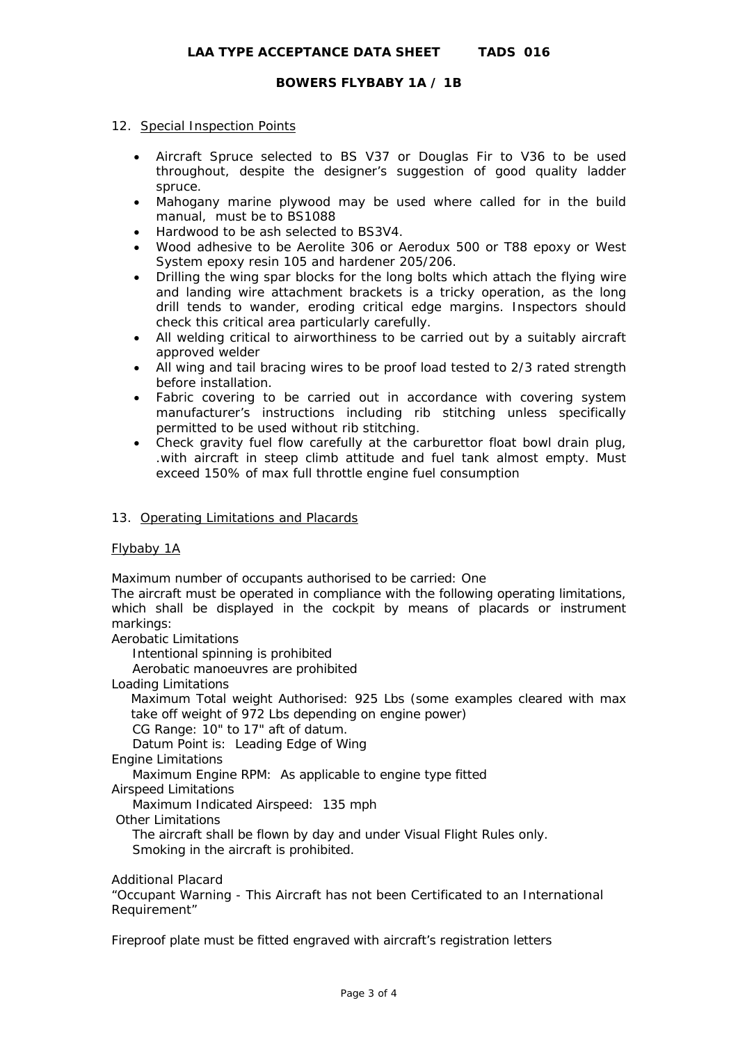## 12. Special Inspection Points

- Aircraft Spruce selected to BS V37 or Douglas Fir to V36 to be used throughout, despite the designer's suggestion of good quality ladder spruce.
- Mahogany marine plywood may be used where called for in the build manual, must be to BS1088
- Hardwood to be ash selected to BS3V4.
- Wood adhesive to be Aerolite 306 or Aerodux 500 or T88 epoxy or West System epoxy resin 105 and hardener 205/206.
- Drilling the wing spar blocks for the long bolts which attach the flying wire and landing wire attachment brackets is a tricky operation, as the long drill tends to wander, eroding critical edge margins. Inspectors should check this critical area particularly carefully.
- All welding critical to airworthiness to be carried out by a suitably aircraft approved welder
- All wing and tail bracing wires to be proof load tested to 2/3 rated strength before installation.
- Fabric covering to be carried out in accordance with covering system manufacturer's instructions including rib stitching unless specifically permitted to be used without rib stitching.
- Check gravity fuel flow carefully at the carburettor float bowl drain plug, .with aircraft in steep climb attitude and fuel tank almost empty. Must exceed 150% of max full throttle engine fuel consumption

## 13. Operating Limitations and Placards

### Flybaby 1A

Maximum number of occupants authorised to be carried: One

The aircraft must be operated in compliance with the following operating limitations, which shall be displayed in the cockpit by means of placards or instrument markings:

Aerobatic Limitations

Intentional spinning is prohibited

Aerobatic manoeuvres are prohibited

Loading Limitations

Maximum Total weight Authorised: 925 Lbs (some examples cleared with max take off weight of 972 Lbs depending on engine power)

CG Range: 10" to 17" aft of datum.

Datum Point is: Leading Edge of Wing

Engine Limitations

Maximum Engine RPM: As applicable to engine type fitted

Airspeed Limitations

Maximum Indicated Airspeed: 135 mph

Other Limitations

The aircraft shall be flown by day and under Visual Flight Rules only.

Smoking in the aircraft is prohibited.

Additional Placard

"Occupant Warning - This Aircraft has not been Certificated to an International Requirement"

Fireproof plate must be fitted engraved with aircraft's registration letters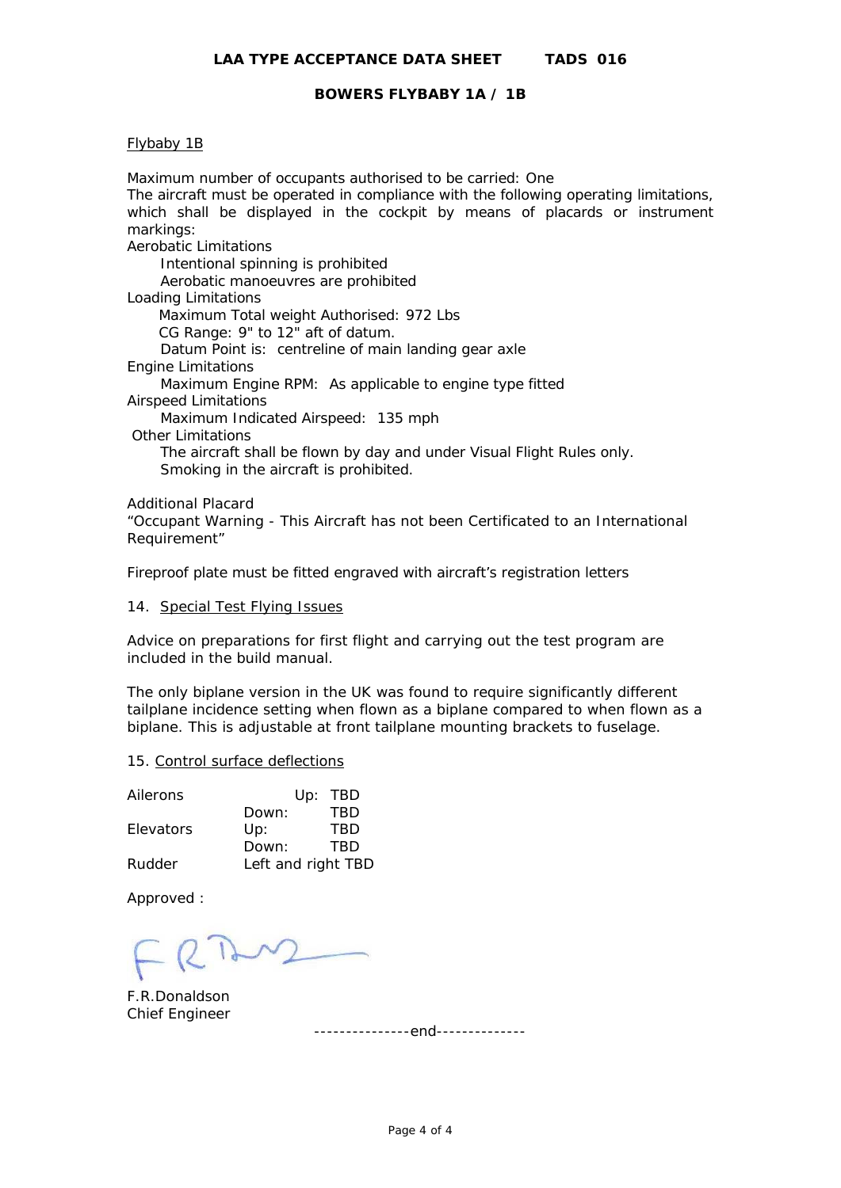**LAA TYPE ACCEPTANCE DATA SHEET TADS 016**

**BOWERS FLYBABY 1A / 1B**

Flybaby 1B

Maximum number of occupants authorised to be carried: One
The aircraft must be operated in compliance with the following operating limitations, which shall be displayed in the cockpit by means of placards or instrument markings:

Aerobatic Limitations
- Intentional spinning is prohibited
- Aerobatic manoeuvres are prohibited

Loading Limitations
- Maximum Total weight Authorised: 972 Lbs
- CG Range: 9" to 12" aft of datum.
- Datum Point is: centreline of main landing gear axle

Engine Limitations
- Maximum Engine RPM: As applicable to engine type fitted

Airspeed Limitations
- Maximum Indicated Airspeed: 135 mph

Other Limitations
- The aircraft shall be flown by day and under Visual Flight Rules only.
- Smoking in the aircraft is prohibited.

Additional Placard
"Occupant Warning - This Aircraft has not been Certificated to an International Requirement"

Fireproof plate must be fitted engraved with aircraft's registration letters

14. Special Test Flying Issues

Advice on preparations for first flight and carrying out the test program are included in the build manual.

The only biplane version in the UK was found to require significantly different tailplane incidence setting when flown as a biplane compared to when flown as a biplane. This is adjustable at front tailplane mounting brackets to fuselage.

15. Control surface deflections

| | | |
|---|---|---|
| Ailerons | Up: | TBD |
| | Down: | TBD |
| Elevators | Up: | TBD |
| | Down: | TBD |
| Rudder | Left and right TBD | |

Approved :

F.R.Donaldson
Chief Engineer

---------------end--------------